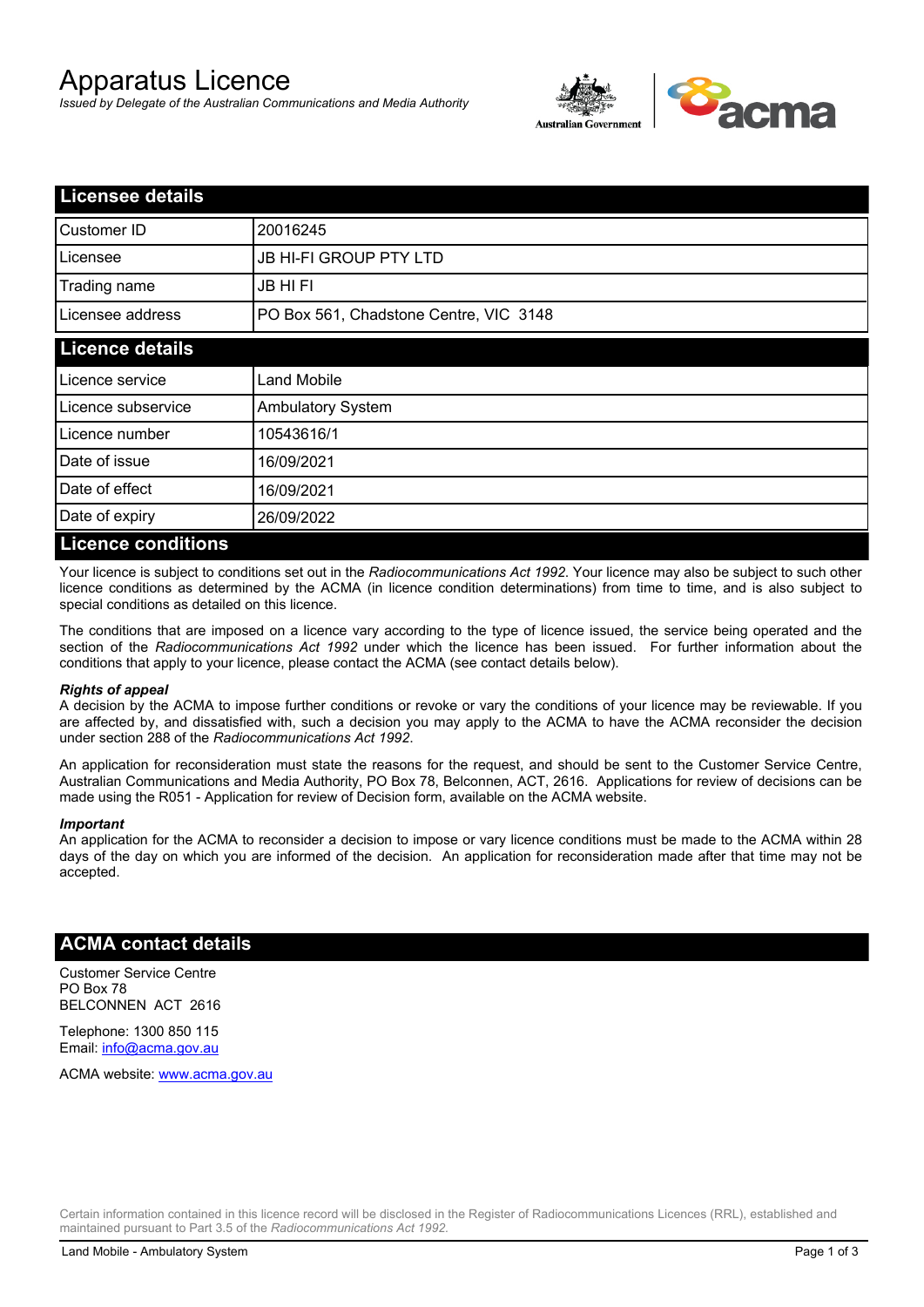# Apparatus Licence

*Issued by Delegate of the Australian Communications and Media Authority*

## Licensee details

| | |
|---|---|
| Customer ID | 20016245 |
| Licensee | JB HI-FI GROUP PTY LTD |
| Trading name | JB HI FI |
| Licensee address | PO Box 561, Chadstone Centre, VIC 3148 |

## Licence details

| | |
|---|---|
| Licence service | Land Mobile |
| Licence subservice | Ambulatory System |
| Licence number | 10543616/1 |
| Date of issue | 16/09/2021 |
| Date of effect | 16/09/2021 |
| Date of expiry | 26/09/2022 |

## Licence conditions

Your licence is subject to conditions set out in the *Radiocommunications Act 1992*. Your licence may also be subject to such other licence conditions as determined by the ACMA (in licence condition determinations) from time to time, and is also subject to special conditions as detailed on this licence.

The conditions that are imposed on a licence vary according to the type of licence issued, the service being operated and the section of the *Radiocommunications Act 1992* under which the licence has been issued. For further information about the conditions that apply to your licence, please contact the ACMA (see contact details below).

***Rights of appeal***

A decision by the ACMA to impose further conditions or revoke or vary the conditions of your licence may be reviewable. If you are affected by, and dissatisfied with, such a decision you may apply to the ACMA to have the ACMA reconsider the decision under section 288 of the *Radiocommunications Act 1992*.

An application for reconsideration must state the reasons for the request, and should be sent to the Customer Service Centre, Australian Communications and Media Authority, PO Box 78, Belconnen, ACT, 2616. Applications for review of decisions can be made using the R051 - Application for review of Decision form, available on the ACMA website.

***Important***

An application for the ACMA to reconsider a decision to impose or vary licence conditions must be made to the ACMA within 28 days of the day on which you are informed of the decision. An application for reconsideration made after that time may not be accepted.

## ACMA contact details

Customer Service Centre
PO Box 78
BELCONNEN ACT 2616

Telephone: 1300 850 115
Email: info@acma.gov.au

ACMA website: www.acma.gov.au

Certain information contained in this licence record will be disclosed in the Register of Radiocommunications Licences (RRL), established and maintained pursuant to Part 3.5 of the *Radiocommunications Act 1992.*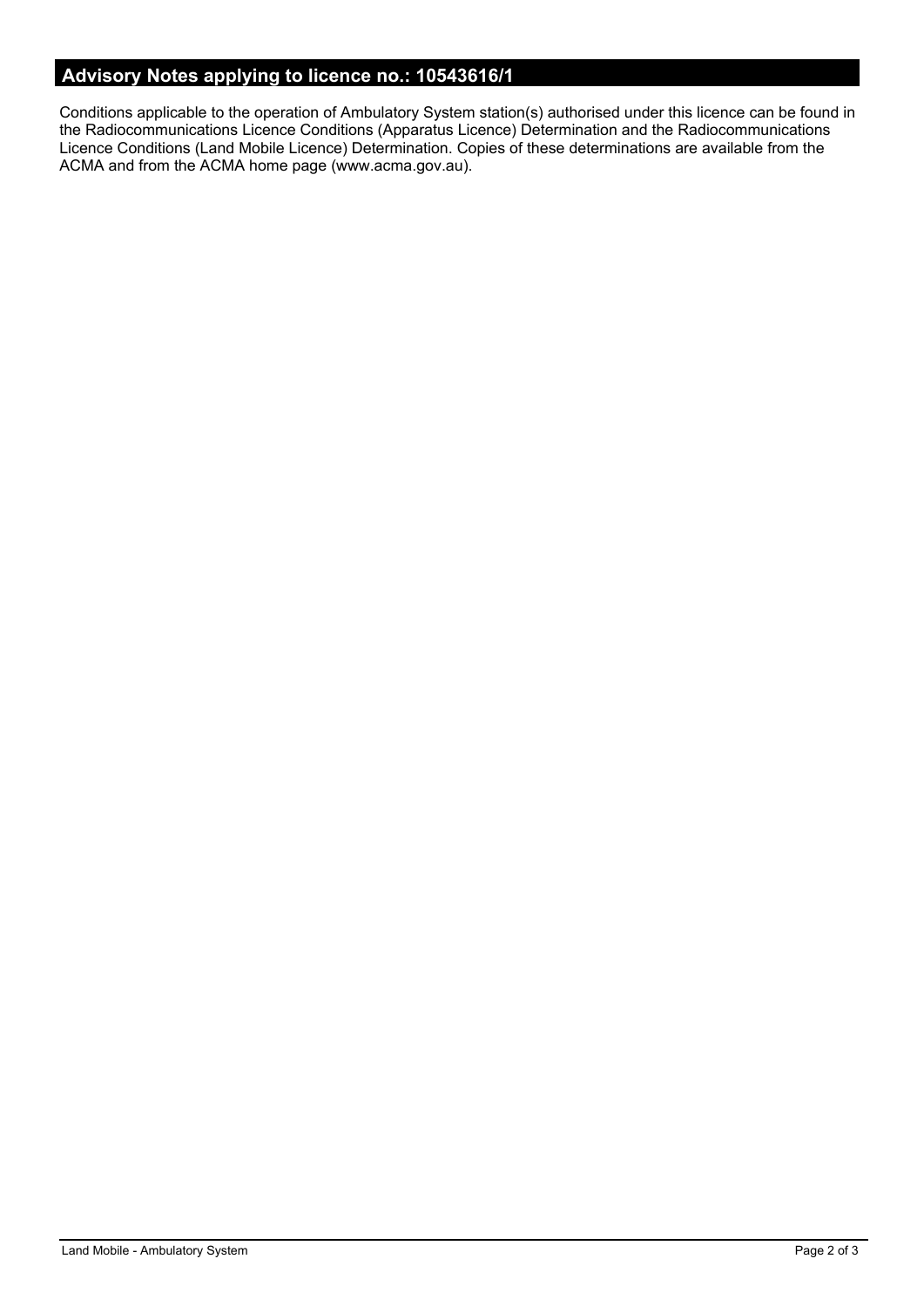## Advisory Notes applying to licence no.: 10543616/1

Conditions applicable to the operation of Ambulatory System station(s) authorised under this licence can be found in the Radiocommunications Licence Conditions (Apparatus Licence) Determination and the Radiocommunications Licence Conditions (Land Mobile Licence) Determination. Copies of these determinations are available from the ACMA and from the ACMA home page (www.acma.gov.au).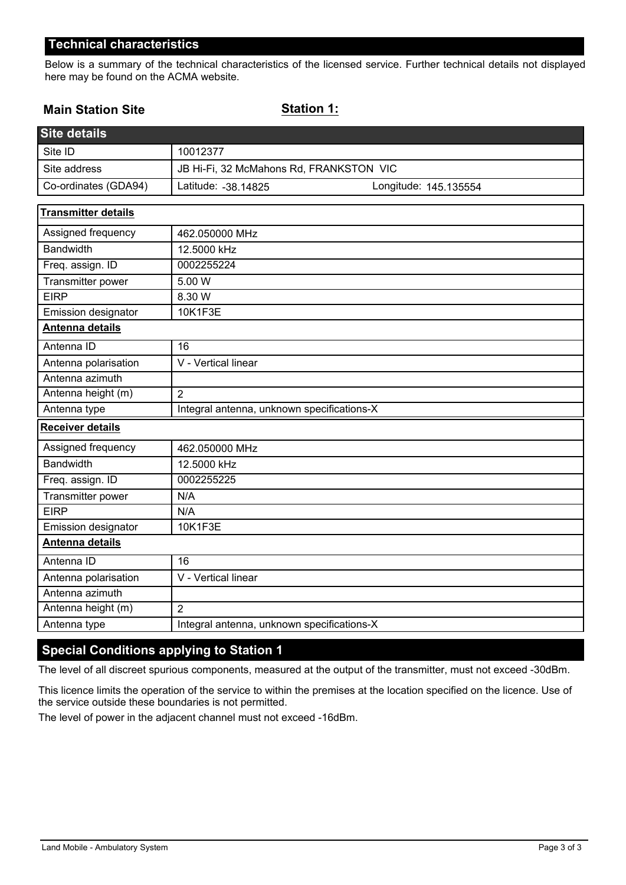## Technical characteristics

Below is a summary of the technical characteristics of the licensed service. Further technical details not displayed here may be found on the ACMA website.

**Main Station Site** **Station 1:**

| Site details | |
|---|---|
| Site ID | 10012377 |
| Site address | JB Hi-Fi, 32 McMahons Rd, FRANKSTON VIC |
| Co-ordinates (GDA94) | Latitude: -38.14825 Longitude: 145.135554 |

| **Transmitter details** | |
|---|---|
| Assigned frequency | 462.050000 MHz |
| Bandwidth | 12.5000 kHz |
| Freq. assign. ID | 0002255224 |
| Transmitter power | 5.00 W |
| EIRP | 8.30 W |
| Emission designator | 10K1F3E |
| **Antenna details** | |
| Antenna ID | 16 |
| Antenna polarisation | V - Vertical linear |
| Antenna azimuth | |
| Antenna height (m) | 2 |
| Antenna type | Integral antenna, unknown specifications-X |
| **Receiver details** | |
| Assigned frequency | 462.050000 MHz |
| Bandwidth | 12.5000 kHz |
| Freq. assign. ID | 0002255225 |
| Transmitter power | N/A |
| EIRP | N/A |
| Emission designator | 10K1F3E |
| **Antenna details** | |
| Antenna ID | 16 |
| Antenna polarisation | V - Vertical linear |
| Antenna azimuth | |
| Antenna height (m) | 2 |
| Antenna type | Integral antenna, unknown specifications-X |

## Special Conditions applying to Station 1

The level of all discreet spurious components, measured at the output of the transmitter, must not exceed -30dBm.

This licence limits the operation of the service to within the premises at the location specified on the licence. Use of the service outside these boundaries is not permitted.

The level of power in the adjacent channel must not exceed -16dBm.